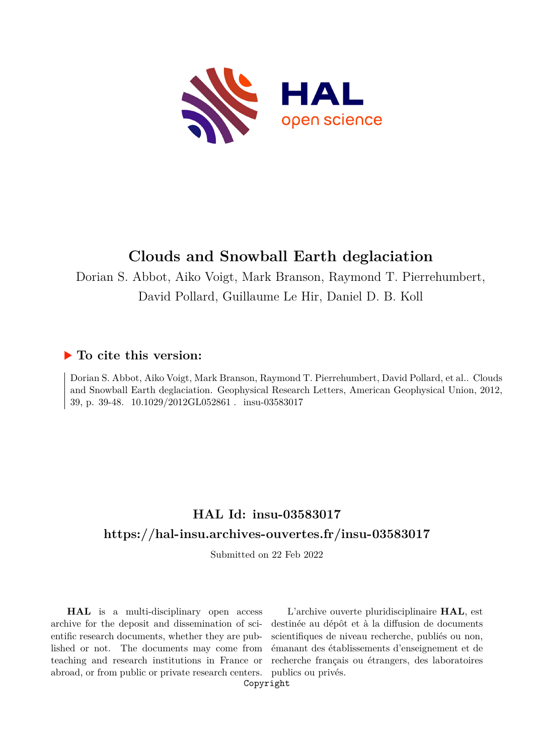# Clouds and Snowball Earth deglaciation

Dorian S. Abbot, Aiko Voigt, Mark Branson, Raymond T. Pierrehumbert, David Pollard, Guillaume Le Hir, Daniel D. B. Koll

## ▶ To cite this version:

Dorian S. Abbot, Aiko Voigt, Mark Branson, Raymond T. Pierrehumbert, David Pollard, et al.. Clouds and Snowball Earth deglaciation. Geophysical Research Letters, American Geophysical Union, 2012, 39, p. 39-48. 10.1029/2012GL052861 . insu-03583017

## HAL Id: insu-03583017

## https://hal-insu.archives-ouvertes.fr/insu-03583017

Submitted on 22 Feb 2022

**HAL** is a multi-disciplinary open access archive for the deposit and dissemination of scientific research documents, whether they are published or not. The documents may come from teaching and research institutions in France or abroad, or from public or private research centers.

L'archive ouverte pluridisciplinaire **HAL**, est destinée au dépôt et à la diffusion de documents scientifiques de niveau recherche, publiés ou non, émanant des établissements d'enseignement et de recherche français ou étrangers, des laboratoires publics ou privés.

Copyright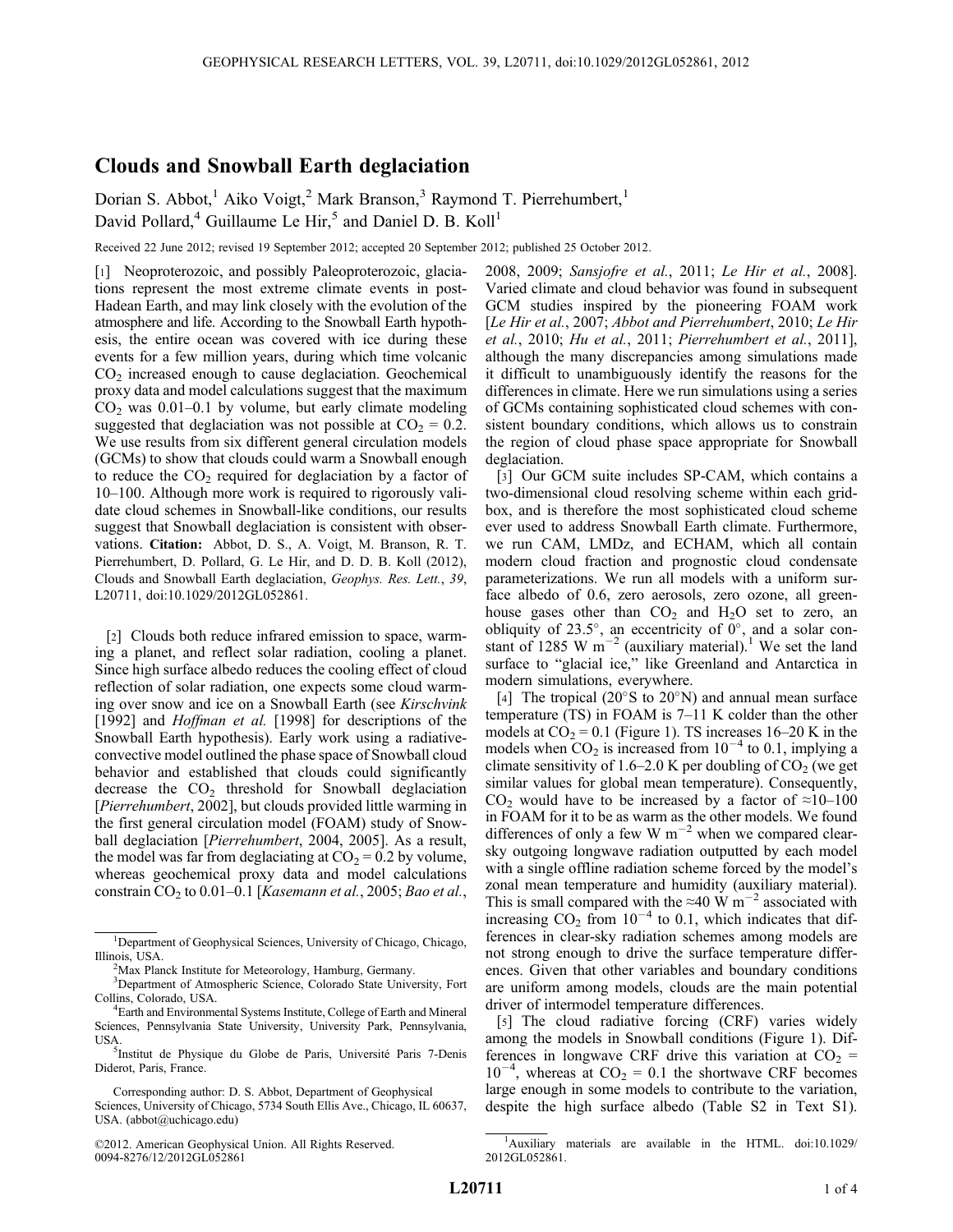# Clouds and Snowball Earth deglaciation

Dorian S. Abbot,[1] Aiko Voigt,[2] Mark Branson,[3] Raymond T. Pierrehumbert,[1] David Pollard,[4] Guillaume Le Hir,[5] and Daniel D. B. Koll[1]

Received 22 June 2012; revised 19 September 2012; accepted 20 September 2012; published 25 October 2012.

[1] Neoproterozoic, and possibly Paleoproterozoic, glaciations represent the most extreme climate events in post-Hadean Earth, and may link closely with the evolution of the atmosphere and life. According to the Snowball Earth hypothesis, the entire ocean was covered with ice during these events for a few million years, during which time volcanic $CO_2$ increased enough to cause deglaciation. Geochemical proxy data and model calculations suggest that the maximum $CO_2$ was 0.01–0.1 by volume, but early climate modeling suggested that deglaciation was not possible at $CO_2 = 0.2$. We use results from six different general circulation models (GCMs) to show that clouds could warm a Snowball enough to reduce the $CO_2$ required for deglaciation by a factor of 10–100. Although more work is required to rigorously validate cloud schemes in Snowball-like conditions, our results suggest that Snowball deglaciation is consistent with observations. **Citation:** Abbot, D. S., A. Voigt, M. Branson, R. T. Pierrehumbert, D. Pollard, G. Le Hir, and D. D. B. Koll (2012), Clouds and Snowball Earth deglaciation, *Geophys. Res. Lett.*, *39*, L20711, doi:10.1029/2012GL052861.

[2] Clouds both reduce infrared emission to space, warming a planet, and reflect solar radiation, cooling a planet. Since high surface albedo reduces the cooling effect of cloud reflection of solar radiation, one expects some cloud warming over snow and ice on a Snowball Earth (see *Kirschvink* [1992] and *Hoffman et al.* [1998] for descriptions of the Snowball Earth hypothesis). Early work using a radiative-convective model outlined the phase space of Snowball cloud behavior and established that clouds could significantly decrease the $CO_2$ threshold for Snowball deglaciation [*Pierrehumbert*, 2002], but clouds provided little warming in the first general circulation model (FOAM) study of Snowball deglaciation [*Pierrehumbert*, 2004, 2005]. As a result, the model was far from deglaciating at $CO_2 = 0.2$ by volume, whereas geochemical proxy data and model calculations constrain $CO_2$ to 0.01–0.1 [*Kasemann et al.*, 2005; *Bao et al.*, 2008, 2009; *Sansjofre et al.*, 2011; *Le Hir et al.*, 2008]. Varied climate and cloud behavior was found in subsequent GCM studies inspired by the pioneering FOAM work [*Le Hir et al.*, 2007; *Abbot and Pierrehumbert*, 2010; *Le Hir et al.*, 2010; *Hu et al.*, 2011; *Pierrehumbert et al.*, 2011], although the many discrepancies among simulations made it difficult to unambiguously identify the reasons for the differences in climate. Here we run simulations using a series of GCMs containing sophisticated cloud schemes with consistent boundary conditions, which allows us to constrain the region of cloud phase space appropriate for Snowball deglaciation.

[3] Our GCM suite includes SP-CAM, which contains a two-dimensional cloud resolving scheme within each gridbox, and is therefore the most sophisticated cloud scheme ever used to address Snowball Earth climate. Furthermore, we run CAM, LMDz, and ECHAM, which all contain modern cloud fraction and prognostic cloud condensate parameterizations. We run all models with a uniform surface albedo of 0.6, zero aerosols, zero ozone, all greenhouse gases other than $CO_2$ and $H_2O$ set to zero, an obliquity of 23.5°, an eccentricity of 0°, and a solar constant of 1285 W $m^{-2}$ (auxiliary material).[1] We set the land surface to "glacial ice," like Greenland and Antarctica in modern simulations, everywhere.

[4] The tropical (20°S to 20°N) and annual mean surface temperature (TS) in FOAM is 7–11 K colder than the other models at $CO_2 = 0.1$ (Figure 1). TS increases 16–20 K in the models when $CO_2$ is increased from $10^{-4}$ to 0.1, implying a climate sensitivity of 1.6–2.0 K per doubling of $CO_2$ (we get similar values for global mean temperature). Consequently, $CO_2$ would have to be increased by a factor of ≈10–100 in FOAM for it to be as warm as the other models. We found differences of only a few W $m^{-2}$ when we compared clear-sky outgoing longwave radiation outputted by each model with a single offline radiation scheme forced by the model's zonal mean temperature and humidity (auxiliary material). This is small compared with the ≈40 W $m^{-2}$ associated with increasing $CO_2$ from $10^{-4}$ to 0.1, which indicates that differences in clear-sky radiation schemes among models are not strong enough to drive the surface temperature differences. Given that other variables and boundary conditions are uniform among models, clouds are the main potential driver of intermodel temperature differences.

[5] The cloud radiative forcing (CRF) varies widely among the models in Snowball conditions (Figure 1). Differences in longwave CRF drive this variation at $CO_2 = 10^{-4}$, whereas at $CO_2 = 0.1$ the shortwave CRF becomes large enough in some models to contribute to the variation, despite the high surface albedo (Table S2 in Text S1).

---

[1]Department of Geophysical Sciences, University of Chicago, Chicago, Illinois, USA.
[2]Max Planck Institute for Meteorology, Hamburg, Germany.
[3]Department of Atmospheric Science, Colorado State University, Fort Collins, Colorado, USA.
[4]Earth and Environmental Systems Institute, College of Earth and Mineral Sciences, Pennsylvania State University, University Park, Pennsylvania, USA.
[5]Institut de Physique du Globe de Paris, Université Paris 7-Denis Diderot, Paris, France.

Corresponding author: D. S. Abbot, Department of Geophysical Sciences, University of Chicago, 5734 South Ellis Ave., Chicago, IL 60637, USA. (abbot@uchicago.edu)

©2012. American Geophysical Union. All Rights Reserved.
0094-8276/12/2012GL052861

[1]Auxiliary materials are available in the HTML. doi:10.1029/2012GL052861.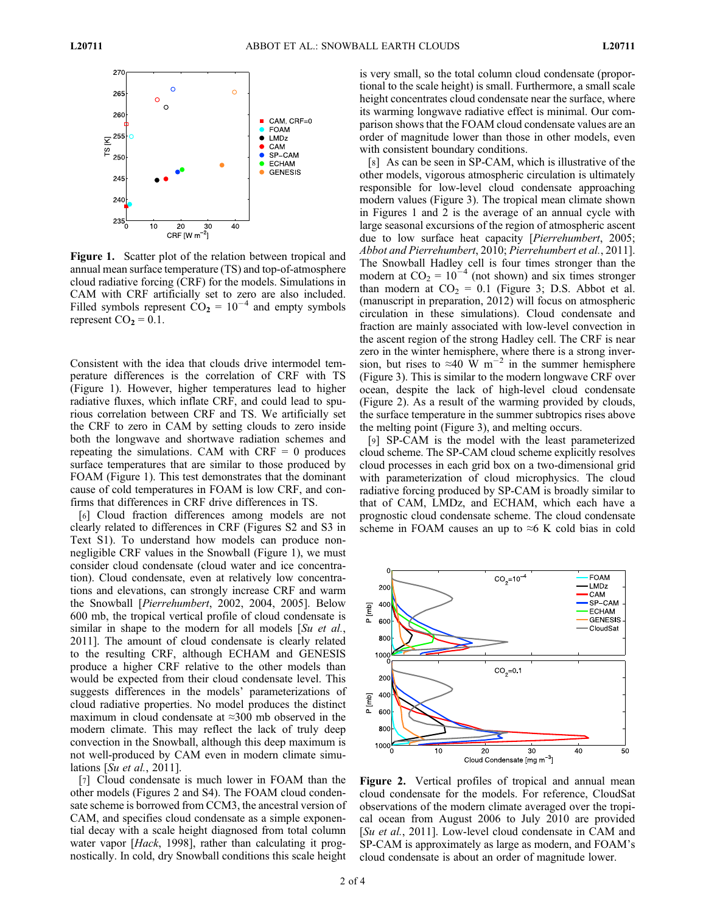**Figure 1.** Scatter plot of the relation between tropical and annual mean surface temperature (TS) and top-of-atmosphere cloud radiative forcing (CRF) for the models. Simulations in CAM with CRF artificially set to zero are also included. Filled symbols represent $CO_2 = 10^{-4}$ and empty symbols represent $CO_2 = 0.1$.

Consistent with the idea that clouds drive intermodel temperature differences is the correlation of CRF with TS (Figure 1). However, higher temperatures lead to higher radiative fluxes, which inflate CRF, and could lead to spurious correlation between CRF and TS. We artificially set the CRF to zero in CAM by setting clouds to zero inside both the longwave and shortwave radiation schemes and repeating the simulations. CAM with CRF = 0 produces surface temperatures that are similar to those produced by FOAM (Figure 1). This test demonstrates that the dominant cause of cold temperatures in FOAM is low CRF, and confirms that differences in CRF drive differences in TS.

[6] Cloud fraction differences among models are not clearly related to differences in CRF (Figures S2 and S3 in Text S1). To understand how models can produce non-negligible CRF values in the Snowball (Figure 1), we must consider cloud condensate (cloud water and ice concentration). Cloud condensate, even at relatively low concentrations and elevations, can strongly increase CRF and warm the Snowball [*Pierrehumbert*, 2002, 2004, 2005]. Below 600 mb, the tropical vertical profile of cloud condensate is similar in shape to the modern for all models [*Su et al.*, 2011]. The amount of cloud condensate is clearly related to the resulting CRF, although ECHAM and GENESIS produce a higher CRF relative to the other models than would be expected from their cloud condensate level. This suggests differences in the models' parameterizations of cloud radiative properties. No model produces the distinct maximum in cloud condensate at ≈300 mb observed in the modern climate. This may reflect the lack of truly deep convection in the Snowball, although this deep maximum is not well-produced by CAM even in modern climate simulations [*Su et al.*, 2011].

[7] Cloud condensate is much lower in FOAM than the other models (Figures 2 and S4). The FOAM cloud condensate scheme is borrowed from CCM3, the ancestral version of CAM, and specifies cloud condensate as a simple exponential decay with a scale height diagnosed from total column water vapor [*Hack*, 1998], rather than calculating it prognostically. In cold, dry Snowball conditions this scale height is very small, so the total column cloud condensate (proportional to the scale height) is small. Furthermore, a small scale height concentrates cloud condensate near the surface, where its warming longwave radiative effect is minimal. Our comparison shows that the FOAM cloud condensate values are an order of magnitude lower than those in other models, even with consistent boundary conditions.

[8] As can be seen in SP-CAM, which is illustrative of the other models, vigorous atmospheric circulation is ultimately responsible for low-level cloud condensate approaching modern values (Figure 3). The tropical mean climate shown in Figures 1 and 2 is the average of an annual cycle with large seasonal excursions of the region of atmospheric ascent due to low surface heat capacity [*Pierrehumbert*, 2005; *Abbot and Pierrehumbert*, 2010; *Pierrehumbert et al.*, 2011]. The Snowball Hadley cell is four times stronger than the modern at $CO_2 = 10^{-4}$ (not shown) and six times stronger than modern at $CO_2 = 0.1$ (Figure 3; D.S. Abbot et al. (manuscript in preparation, 2012) will focus on atmospheric circulation in these simulations). Cloud condensate and fraction are mainly associated with low-level convection in the ascent region of the strong Hadley cell. The CRF is near zero in the winter hemisphere, where there is a strong inversion, but rises to ≈40 W m$^{-2}$ in the summer hemisphere (Figure 3). This is similar to the modern longwave CRF over ocean, despite the lack of high-level cloud condensate (Figure 2). As a result of the warming provided by clouds, the surface temperature in the summer subtropics rises above the melting point (Figure 3), and melting occurs.

[9] SP-CAM is the model with the least parameterized cloud scheme. The SP-CAM cloud scheme explicitly resolves cloud processes in each grid box on a two-dimensional grid with parameterization of cloud microphysics. The cloud radiative forcing produced by SP-CAM is broadly similar to that of CAM, LMDz, and ECHAM, which each have a prognostic cloud condensate scheme. The cloud condensate scheme in FOAM causes an up to ≈6 K cold bias in cold

**Figure 2.** Vertical profiles of tropical and annual mean cloud condensate for the models. For reference, CloudSat observations of the modern climate averaged over the tropical ocean from August 2006 to July 2010 are provided [*Su et al.*, 2011]. Low-level cloud condensate in CAM and SP-CAM is approximately as large as modern, and FOAM's cloud condensate is about an order of magnitude lower.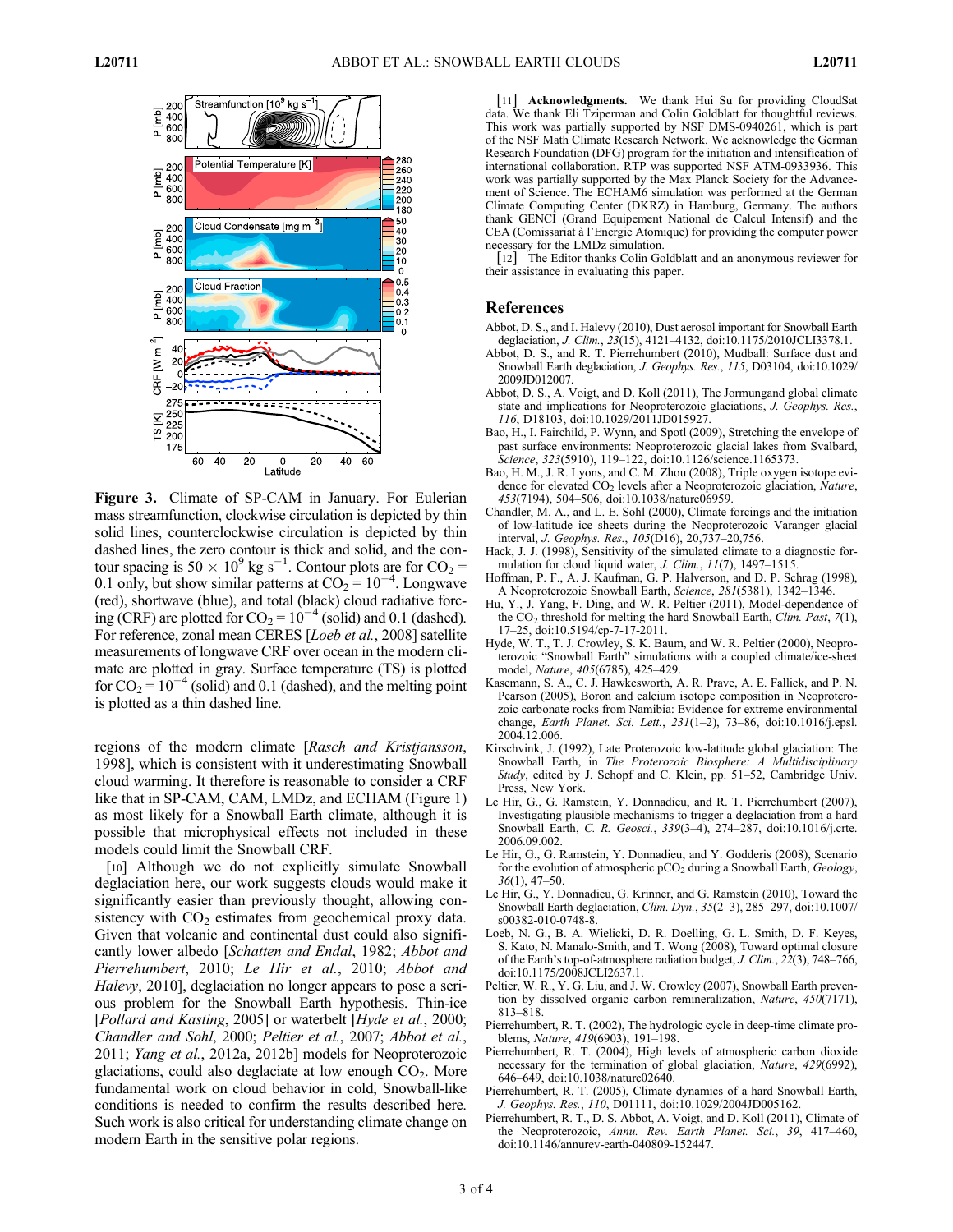**Figure 3.** Climate of SP-CAM in January. For Eulerian mass streamfunction, clockwise circulation is depicted by thin solid lines, counterclockwise circulation is depicted by thin dashed lines, the zero contour is thick and solid, and the contour spacing is $50 \times 10^9$ kg s$^{-1}$. Contour plots are for $CO_2$ = 0.1 only, but show similar patterns at $CO_2 = 10^{-4}$. Longwave (red), shortwave (blue), and total (black) cloud radiative forcing (CRF) are plotted for $CO_2 = 10^{-4}$ (solid) and 0.1 (dashed). For reference, zonal mean CERES [*Loeb et al.*, 2008] satellite measurements of longwave CRF over ocean in the modern climate are plotted in gray. Surface temperature (TS) is plotted for $CO_2 = 10^{-4}$ (solid) and 0.1 (dashed), and the melting point is plotted as a thin dashed line.

regions of the modern climate [*Rasch and Kristjansson*, 1998], which is consistent with it underestimating Snowball cloud warming. It therefore is reasonable to consider a CRF like that in SP-CAM, CAM, LMDz, and ECHAM (Figure 1) as most likely for a Snowball Earth climate, although it is possible that microphysical effects not included in these models could limit the Snowball CRF.

[10] Although we do not explicitly simulate Snowball deglaciation here, our work suggests clouds would make it significantly easier than previously thought, allowing consistency with $CO_2$ estimates from geochemical proxy data. Given that volcanic and continental dust could also significantly lower albedo [*Schatten and Endal*, 1982; *Abbot and Pierrehumbert*, 2010; *Le Hir et al.*, 2010; *Abbot and Halevy*, 2010], deglaciation no longer appears to pose a serious problem for the Snowball Earth hypothesis. Thin-ice [*Pollard and Kasting*, 2005] or waterbelt [*Hyde et al.*, 2000; *Chandler and Sohl*, 2000; *Peltier et al.*, 2007; *Abbot et al.*, 2011; *Yang et al.*, 2012a, 2012b] models for Neoproterozoic glaciations, could also deglaciate at low enough $CO_2$. More fundamental work on cloud behavior in cold, Snowball-like conditions is needed to confirm the results described here. Such work is also critical for understanding climate change on modern Earth in the sensitive polar regions.

[11] **Acknowledgments.** We thank Hui Su for providing CloudSat data. We thank Eli Tziperman and Colin Goldblatt for thoughtful reviews. This work was partially supported by NSF DMS-0940261, which is part of the NSF Math Climate Research Network. We acknowledge the German Research Foundation (DFG) program for the initiation and intensification of international collaboration. RTP was supported NSF ATM-0933936. This work was partially supported by the Max Planck Society for the Advancement of Science. The ECHAM6 simulation was performed at the German Climate Computing Center (DKRZ) in Hamburg, Germany. The authors thank GENCI (Grand Equipement National de Calcul Intensif) and the CEA (Comissariat à l'Energie Atomique) for providing the computer power necessary for the LMDz simulation.

[12] The Editor thanks Colin Goldblatt and an anonymous reviewer for their assistance in evaluating this paper.

## References

Abbot, D. S., and I. Halevy (2010), Dust aerosol important for Snowball Earth deglaciation, *J. Clim.*, *23*(15), 4121–4132, doi:10.1175/2010JCLI3378.1.

Abbot, D. S., and R. T. Pierrehumbert (2010), Mudball: Surface dust and Snowball Earth deglaciation, *J. Geophys. Res.*, *115*, D03104, doi:10.1029/2009JD012007.

Abbot, D. S., A. Voigt, and D. Koll (2011), The Jormungand global climate state and implications for Neoproterozoic glaciations, *J. Geophys. Res.*, *116*, D18103, doi:10.1029/2011JD015927.

Bao, H., I. Fairchild, P. Wynn, and Spotl (2009), Stretching the envelope of past surface environments: Neoproterozoic glacial lakes from Svalbard, *Science*, *323*(5910), 119–122, doi:10.1126/science.1165373.

Bao, H. M., J. R. Lyons, and C. M. Zhou (2008), Triple oxygen isotope evidence for elevated $CO_2$ levels after a Neoproterozoic glaciation, *Nature*, *453*(7194), 504–506, doi:10.1038/nature06959.

Chandler, M. A., and L. E. Sohl (2000), Climate forcings and the initiation of low-latitude ice sheets during the Neoproterozoic Varanger glacial interval, *J. Geophys. Res.*, *105*(D16), 20,737–20,756.

Hack, J. J. (1998), Sensitivity of the simulated climate to a diagnostic formulation for cloud liquid water, *J. Clim.*, *11*(7), 1497–1515.

Hoffman, P. F., A. J. Kaufman, G. P. Halverson, and D. P. Schrag (1998), A Neoproterozoic Snowball Earth, *Science*, *281*(5381), 1342–1346.

Hu, Y., J. Yang, F. Ding, and W. R. Peltier (2011), Model-dependence of the $CO_2$ threshold for melting the hard Snowball Earth, *Clim. Past*, *7*(1), 17–25, doi:10.5194/cp-7-17-2011.

Hyde, W. T., T. J. Crowley, S. K. Baum, and W. R. Peltier (2000), Neoproterozoic "Snowball Earth" simulations with a coupled climate/ice-sheet model, *Nature*, *405*(6785), 425–429.

Kasemann, S. A., C. J. Hawkesworth, A. R. Prave, A. E. Fallick, and P. N. Pearson (2005), Boron and calcium isotope composition in Neoproterozoic carbonate rocks from Namibia: Evidence for extreme environmental change, *Earth Planet. Sci. Lett.*, *231*(1–2), 73–86, doi:10.1016/j.epsl.2004.12.006.

Kirschvink, J. (1992), Late Proterozoic low-latitude global glaciation: The Snowball Earth, in *The Proterozoic Biosphere: A Multidisciplinary Study*, edited by J. Schopf and C. Klein, pp. 51–52, Cambridge Univ. Press, New York.

Le Hir, G., G. Ramstein, Y. Donnadieu, and R. T. Pierrehumbert (2007), Investigating plausible mechanisms to trigger a deglaciation from a hard Snowball Earth, *C. R. Geosci.*, *339*(3–4), 274–287, doi:10.1016/j.crte.2006.09.002.

Le Hir, G., G. Ramstein, Y. Donnadieu, and Y. Godderis (2008), Scenario for the evolution of atmospheric p$CO_2$ during a Snowball Earth, *Geology*, *36*(1), 47–50.

Le Hir, G., Y. Donnadieu, G. Krinner, and G. Ramstein (2010), Toward the Snowball Earth deglaciation, *Clim. Dyn.*, *35*(2–3), 285–297, doi:10.1007/s00382-010-0748-8.

Loeb, N. G., B. A. Wielicki, D. R. Doelling, G. L. Smith, D. F. Keyes, S. Kato, N. Manalo-Smith, and T. Wong (2008), Toward optimal closure of the Earth's top-of-atmosphere radiation budget, *J. Clim.*, *22*(3), 748–766, doi:10.1175/2008JCLI2637.1.

Peltier, W. R., Y. G. Liu, and J. W. Crowley (2007), Snowball Earth prevention by dissolved organic carbon remineralization, *Nature*, *450*(7171), 813–818.

Pierrehumbert, R. T. (2002), The hydrologic cycle in deep-time climate problems, *Nature*, *419*(6903), 191–198.

Pierrehumbert, R. T. (2004), High levels of atmospheric carbon dioxide necessary for the termination of global glaciation, *Nature*, *429*(6992), 646–649, doi:10.1038/nature02640.

Pierrehumbert, R. T. (2005), Climate dynamics of a hard Snowball Earth, *J. Geophys. Res.*, *110*, D01111, doi:10.1029/2004JD005162.

Pierrehumbert, R. T., D. S. Abbot, A. Voigt, and D. Koll (2011), Climate of the Neoproterozoic, *Annu. Rev. Earth Planet. Sci.*, *39*, 417–460, doi:10.1146/annurev-earth-040809-152447.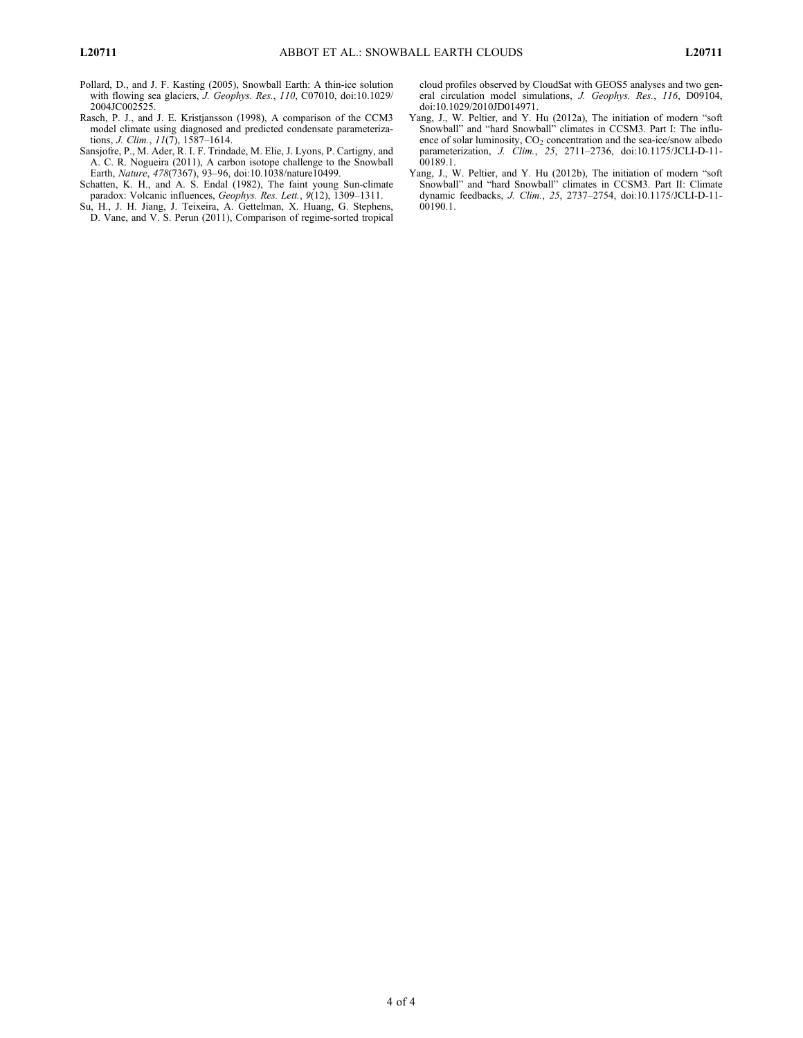Pollard, D., and J. F. Kasting (2005), Snowball Earth: A thin-ice solution with flowing sea glaciers, *J. Geophys. Res.*, *110*, C07010, doi:10.1029/2004JC002525.

Rasch, P. J., and J. E. Kristjansson (1998), A comparison of the CCM3 model climate using diagnosed and predicted condensate parameterizations, *J. Clim.*, *11*(7), 1587–1614.

Sansjofre, P., M. Ader, R. I. F. Trindade, M. Elie, J. Lyons, P. Cartigny, and A. C. R. Nogueira (2011), A carbon isotope challenge to the Snowball Earth, *Nature*, *478*(7367), 93–96, doi:10.1038/nature10499.

Schatten, K. H., and A. S. Endal (1982), The faint young Sun-climate paradox: Volcanic influences, *Geophys. Res. Lett.*, *9*(12), 1309–1311.

Su, H., J. H. Jiang, J. Teixeira, A. Gettelman, X. Huang, G. Stephens, D. Vane, and V. S. Perun (2011), Comparison of regime-sorted tropical cloud profiles observed by CloudSat with GEOS5 analyses and two general circulation model simulations, *J. Geophys. Res.*, *116*, D09104, doi:10.1029/2010JD014971.

Yang, J., W. Peltier, and Y. Hu (2012a), The initiation of modern "soft Snowball" and "hard Snowball" climates in CCSM3. Part I: The influence of solar luminosity, $CO_2$ concentration and the sea-ice/snow albedo parameterization, *J. Clim.*, *25*, 2711–2736, doi:10.1175/JCLI-D-11-00189.1.

Yang, J., W. Peltier, and Y. Hu (2012b), The initiation of modern "soft Snowball" and "hard Snowball" climates in CCSM3. Part II: Climate dynamic feedbacks, *J. Clim.*, *25*, 2737–2754, doi:10.1175/JCLI-D-11-00190.1.